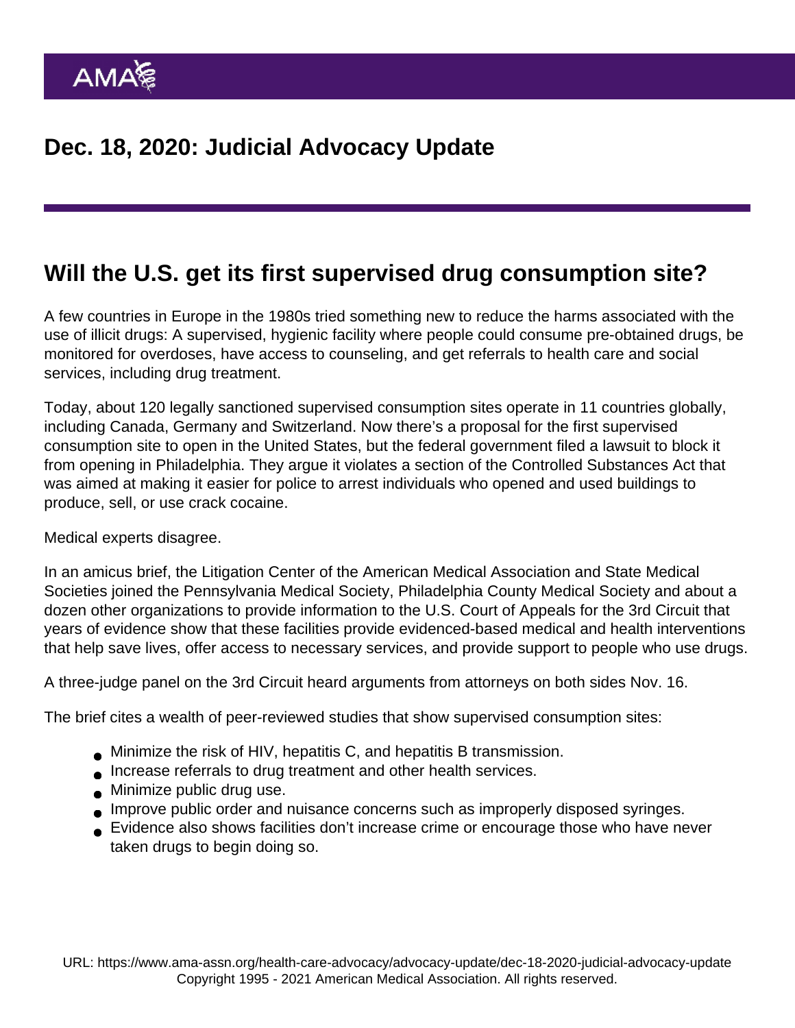AMA

# Dec. 18, 2020: Judicial Advocacy Update

## Will the U.S. get its first supervised drug consumption site?

A few countries in Europe in the 1980s tried something new to reduce the harms associated with the use of illicit drugs: A supervised, hygienic facility where people could consume pre-obtained drugs, be monitored for overdoses, have access to counseling, and get referrals to health care and social services, including drug treatment.

Today, about 120 legally sanctioned supervised consumption sites operate in 11 countries globally, including Canada, Germany and Switzerland. Now there's a proposal for the first supervised consumption site to open in the United States, but the federal government filed a lawsuit to block it from opening in Philadelphia. They argue it violates a section of the Controlled Substances Act that was aimed at making it easier for police to arrest individuals who opened and used buildings to produce, sell, or use crack cocaine.

Medical experts disagree.

In an amicus brief, the Litigation Center of the American Medical Association and State Medical Societies joined the Pennsylvania Medical Society, Philadelphia County Medical Society and about a dozen other organizations to provide information to the U.S. Court of Appeals for the 3rd Circuit that years of evidence show that these facilities provide evidenced-based medical and health interventions that help save lives, offer access to necessary services, and provide support to people who use drugs.

A three-judge panel on the 3rd Circuit heard arguments from attorneys on both sides Nov. 16.

The brief cites a wealth of peer-reviewed studies that show supervised consumption sites:

- Minimize the risk of HIV, hepatitis C, and hepatitis B transmission.
- Increase referrals to drug treatment and other health services.
- Minimize public drug use.
- Improve public order and nuisance concerns such as improperly disposed syringes.
- Evidence also shows facilities don't increase crime or encourage those who have never taken drugs to begin doing so.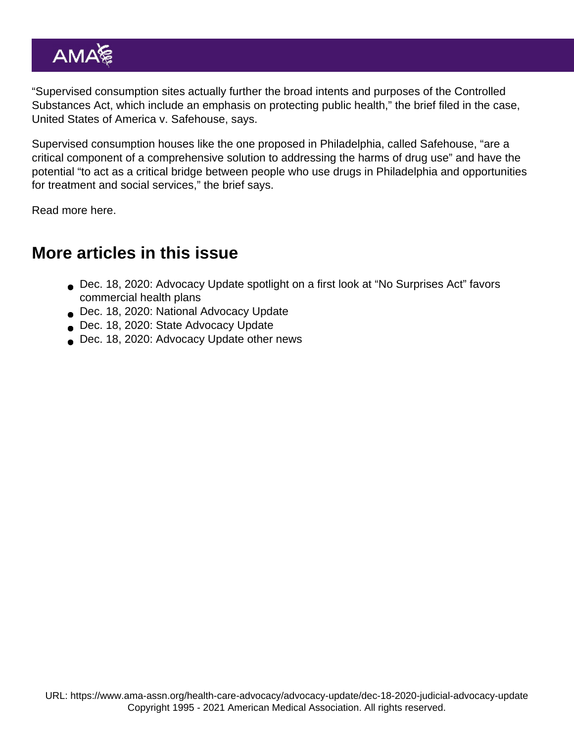"Supervised consumption sites actually further the broad intents and purposes of the Controlled Substances Act, which include an emphasis on protecting public health," the brief filed in the case, United States of America v. Safehouse, says.

Supervised consumption houses like the one proposed in Philadelphia, called Safehouse, "are a critical component of a comprehensive solution to addressing the harms of drug use" and have the potential "to act as a critical bridge between people who use drugs in Philadelphia and opportunities for treatment and social services," the brief says.

Read more here.

## More articles in this issue

- Dec. 18, 2020: Advocacy Update spotlight on a first look at "No Surprises Act" favors commercial health plans
- Dec. 18, 2020: National Advocacy Update
- Dec. 18, 2020: State Advocacy Update
- Dec. 18, 2020: Advocacy Update other news